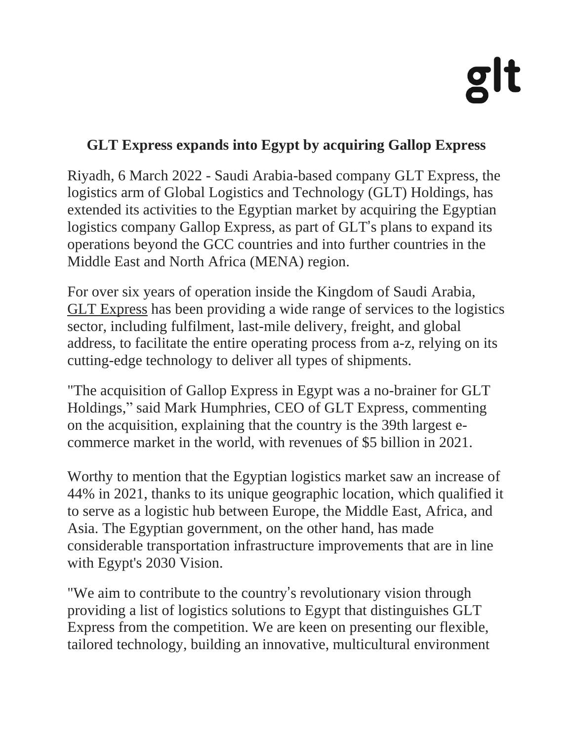glt

# GLT Express expands into Egypt by acquiring Gallop Express

Riyadh, 6 March 2022 - Saudi Arabia-based company GLT Express, the logistics arm of Global Logistics and Technology (GLT) Holdings, has extended its activities to the Egyptian market by acquiring the Egyptian logistics company Gallop Express, as part of GLT's plans to expand its operations beyond the GCC countries and into further countries in the Middle East and North Africa (MENA) region.

For over six years of operation inside the Kingdom of Saudi Arabia, GLT Express has been providing a wide range of services to the logistics sector, including fulfilment, last-mile delivery, freight, and global address, to facilitate the entire operating process from a-z, relying on its cutting-edge technology to deliver all types of shipments.

"The acquisition of Gallop Express in Egypt was a no-brainer for GLT Holdings," said Mark Humphries, CEO of GLT Express, commenting on the acquisition, explaining that the country is the 39th largest e-commerce market in the world, with revenues of $5 billion in 2021.

Worthy to mention that the Egyptian logistics market saw an increase of 44% in 2021, thanks to its unique geographic location, which qualified it to serve as a logistic hub between Europe, the Middle East, Africa, and Asia. The Egyptian government, on the other hand, has made considerable transportation infrastructure improvements that are in line with Egypt's 2030 Vision.

"We aim to contribute to the country's revolutionary vision through providing a list of logistics solutions to Egypt that distinguishes GLT Express from the competition. We are keen on presenting our flexible, tailored technology, building an innovative, multicultural environment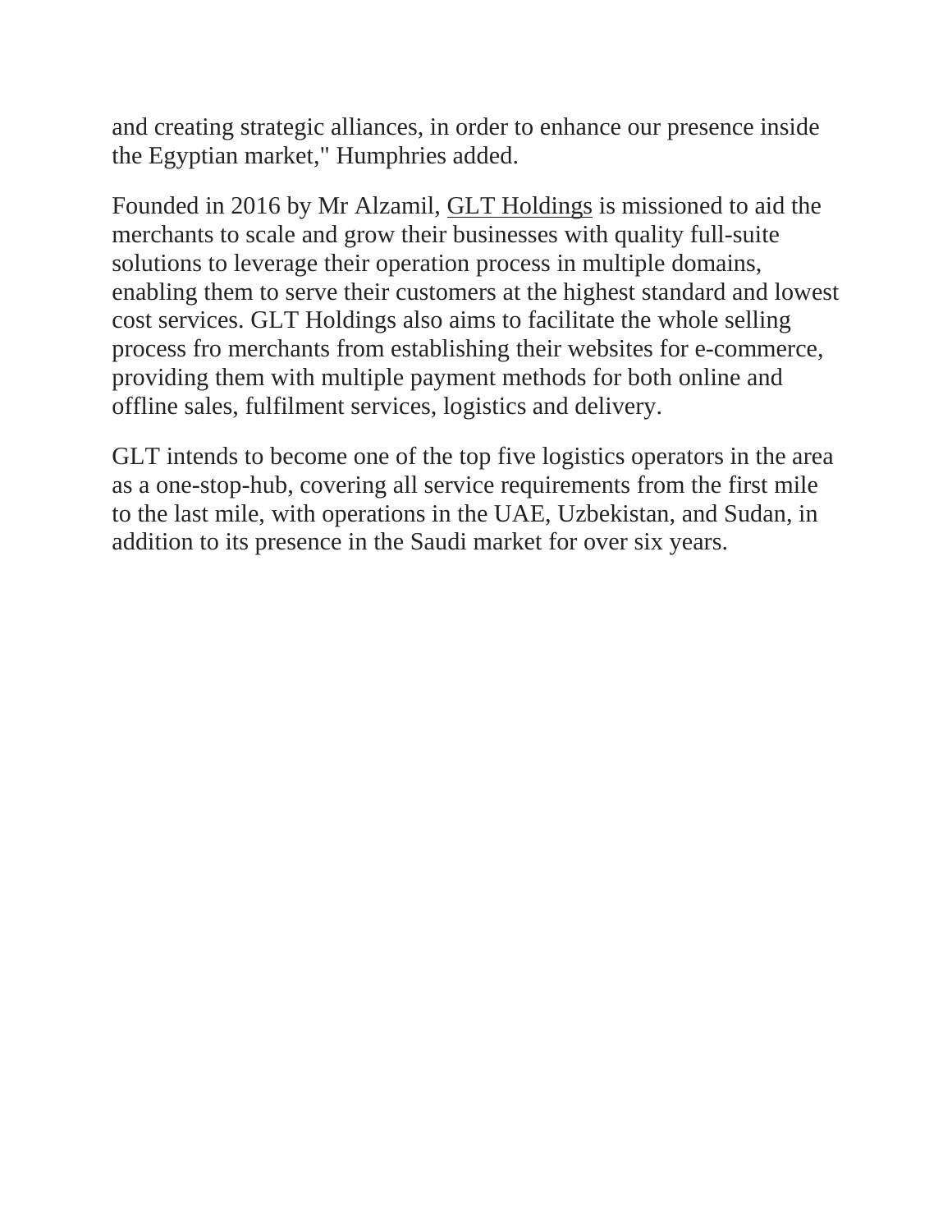and creating strategic alliances, in order to enhance our presence inside the Egyptian market," Humphries added.

Founded in 2016 by Mr Alzamil, GLT Holdings is missioned to aid the merchants to scale and grow their businesses with quality full-suite solutions to leverage their operation process in multiple domains, enabling them to serve their customers at the highest standard and lowest cost services. GLT Holdings also aims to facilitate the whole selling process fro merchants from establishing their websites for e-commerce, providing them with multiple payment methods for both online and offline sales, fulfilment services, logistics and delivery.

GLT intends to become one of the top five logistics operators in the area as a one-stop-hub, covering all service requirements from the first mile to the last mile, with operations in the UAE, Uzbekistan, and Sudan, in addition to its presence in the Saudi market for over six years.